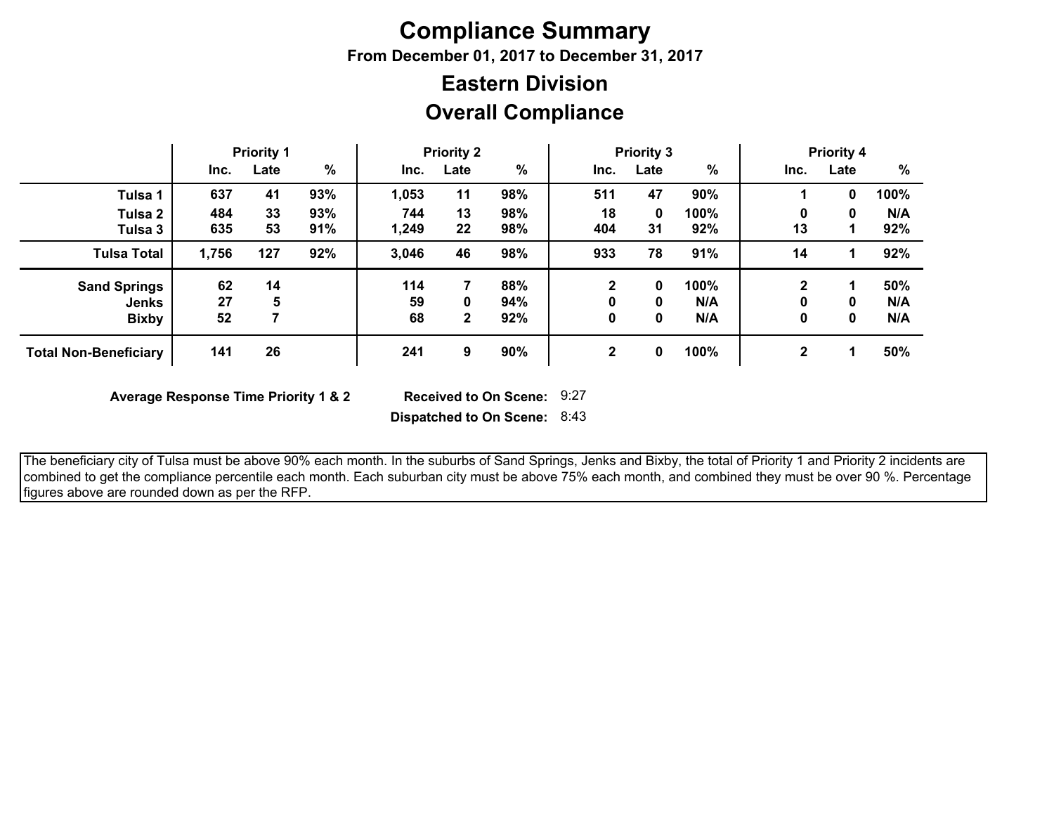# Compliance Summary

**From December 01, 2017 to December 31, 2017**

## Eastern Division

## Overall Compliance

| | Priority 1 | | | Priority 2 | | | Priority 3 | | | Priority 4 | | |
|---|---|---|---|---|---|---|---|---|---|---|---|---|
| | **Inc.** | **Late** | **%** | **Inc.** | **Late** | **%** | **Inc.** | **Late** | **%** | **Inc.** | **Late** | **%** |
| **Tulsa 1** | 637 | 41 | 93% | 1,053 | 11 | 98% | 511 | 47 | 90% | 1 | 0 | 100% |
| **Tulsa 2** | 484 | 33 | 93% | 744 | 13 | 98% | 18 | 0 | 100% | 0 | 0 | N/A |
| **Tulsa 3** | 635 | 53 | 91% | 1,249 | 22 | 98% | 404 | 31 | 92% | 13 | 1 | 92% |
| **Tulsa Total** | 1,756 | 127 | 92% | 3,046 | 46 | 98% | 933 | 78 | 91% | 14 | 1 | 92% |
| **Sand Springs** | 62 | 14 | | 114 | 7 | 88% | 2 | 0 | 100% | 2 | 1 | 50% |
| **Jenks** | 27 | 5 | | 59 | 0 | 94% | 0 | 0 | N/A | 0 | 0 | N/A |
| **Bixby** | 52 | 7 | | 68 | 2 | 92% | 0 | 0 | N/A | 0 | 0 | N/A |
| **Total Non-Beneficiary** | 141 | 26 | | 241 | 9 | 90% | 2 | 0 | 100% | 2 | 1 | 50% |

**Average Response Time Priority 1 & 2**

**Received to On Scene:** 9:27

**Dispatched to On Scene:** 8:43

The beneficiary city of Tulsa must be above 90% each month. In the suburbs of Sand Springs, Jenks and Bixby, the total of Priority 1 and Priority 2 incidents are combined to get the compliance percentile each month. Each suburban city must be above 75% each month, and combined they must be over 90 %. Percentage figures above are rounded down as per the RFP.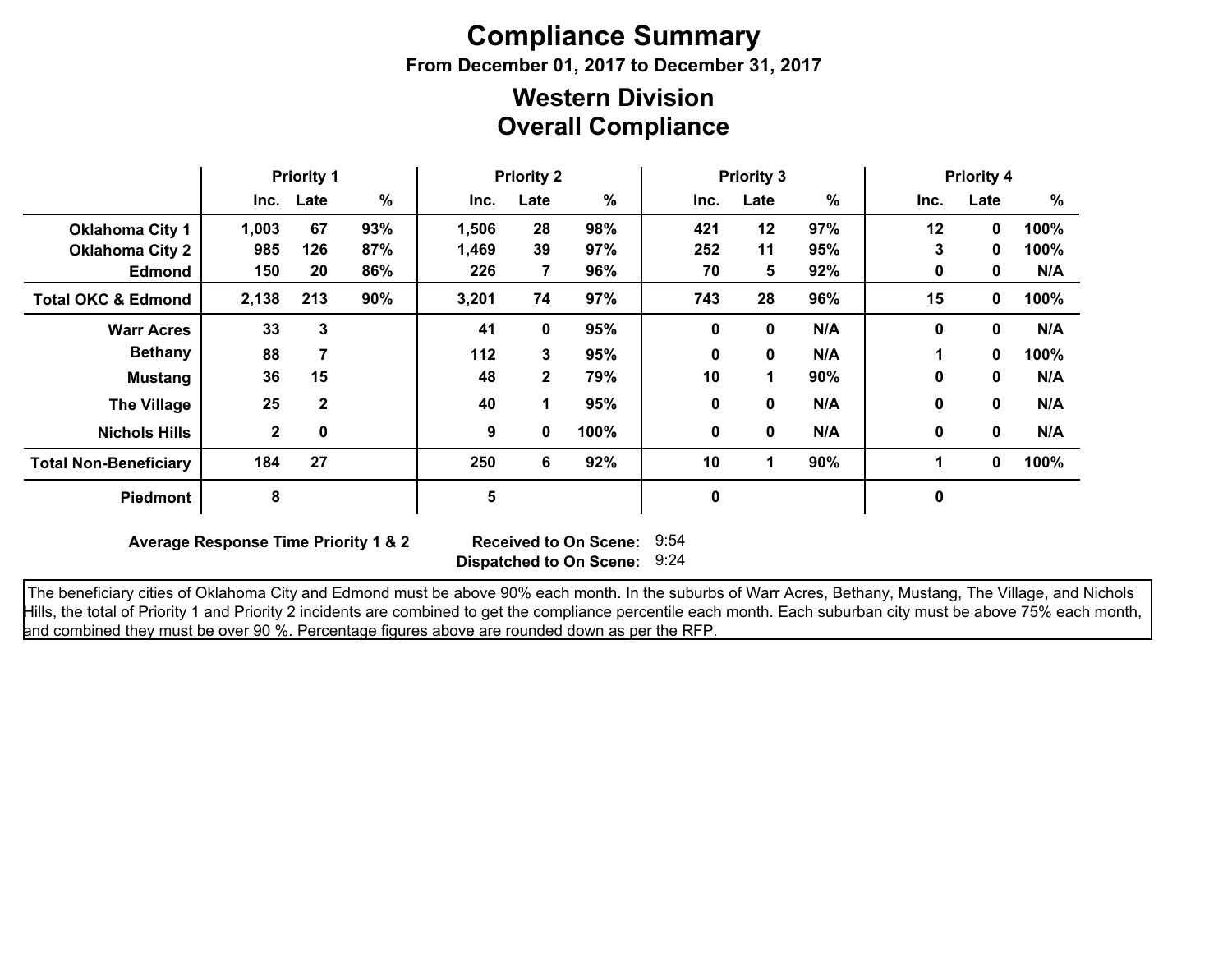# Compliance Summary

**From December 01, 2017 to December 31, 2017**

## Western Division
## Overall Compliance

| | Priority 1 | | | Priority 2 | | | Priority 3 | | | Priority 4 | | |
|---|---|---|---|---|---|---|---|---|---|---|---|---|
| | Inc. | Late | % | Inc. | Late | % | Inc. | Late | % | Inc. | Late | % |
| **Oklahoma City 1** | 1,003 | 67 | 93% | 1,506 | 28 | 98% | 421 | 12 | 97% | 12 | 0 | 100% |
| **Oklahoma City 2** | 985 | 126 | 87% | 1,469 | 39 | 97% | 252 | 11 | 95% | 3 | 0 | 100% |
| **Edmond** | 150 | 20 | 86% | 226 | 7 | 96% | 70 | 5 | 92% | 0 | 0 | N/A |
| **Total OKC & Edmond** | 2,138 | 213 | 90% | 3,201 | 74 | 97% | 743 | 28 | 96% | 15 | 0 | 100% |
| **Warr Acres** | 33 | 3 | | 41 | 0 | 95% | 0 | 0 | N/A | 0 | 0 | N/A |
| **Bethany** | 88 | 7 | | 112 | 3 | 95% | 0 | 0 | N/A | 1 | 0 | 100% |
| **Mustang** | 36 | 15 | | 48 | 2 | 79% | 10 | 1 | 90% | 0 | 0 | N/A |
| **The Village** | 25 | 2 | | 40 | 1 | 95% | 0 | 0 | N/A | 0 | 0 | N/A |
| **Nichols Hills** | 2 | 0 | | 9 | 0 | 100% | 0 | 0 | N/A | 0 | 0 | N/A |
| **Total Non-Beneficiary** | 184 | 27 | | 250 | 6 | 92% | 10 | 1 | 90% | 1 | 0 | 100% |
| **Piedmont** | 8 | | | 5 | | | 0 | | | 0 | | |

**Average Response Time Priority 1 & 2** **Received to On Scene:** 9:54
**Dispatched to On Scene:** 9:24

The beneficiary cities of Oklahoma City and Edmond must be above 90% each month. In the suburbs of Warr Acres, Bethany, Mustang, The Village, and Nichols Hills, the total of Priority 1 and Priority 2 incidents are combined to get the compliance percentile each month. Each suburban city must be above 75% each month, and combined they must be over 90 %. Percentage figures above are rounded down as per the RFP.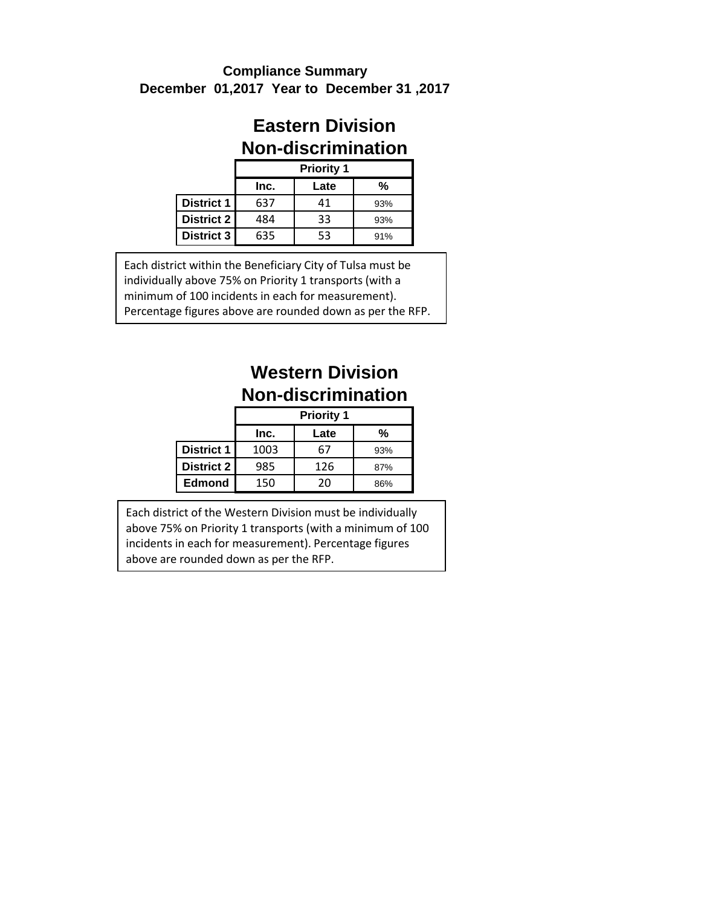**Compliance Summary**

**December 01,2017 Year to December 31 ,2017**

## Eastern Division
## Non-discrimination

| | Priority 1 | | |
|---|---|---|---|
| | Inc. | Late | % |
| District 1 | 637 | 41 | 93% |
| District 2 | 484 | 33 | 93% |
| District 3 | 635 | 53 | 91% |

Each district within the Beneficiary City of Tulsa must be individually above 75% on Priority 1 transports (with a minimum of 100 incidents in each for measurement). Percentage figures above are rounded down as per the RFP.

## Western Division
## Non-discrimination

| | Priority 1 | | |
|---|---|---|---|
| | Inc. | Late | % |
| District 1 | 1003 | 67 | 93% |
| District 2 | 985 | 126 | 87% |
| Edmond | 150 | 20 | 86% |

Each district of the Western Division must be individually above 75% on Priority 1 transports (with a minimum of 100 incidents in each for measurement). Percentage figures above are rounded down as per the RFP.